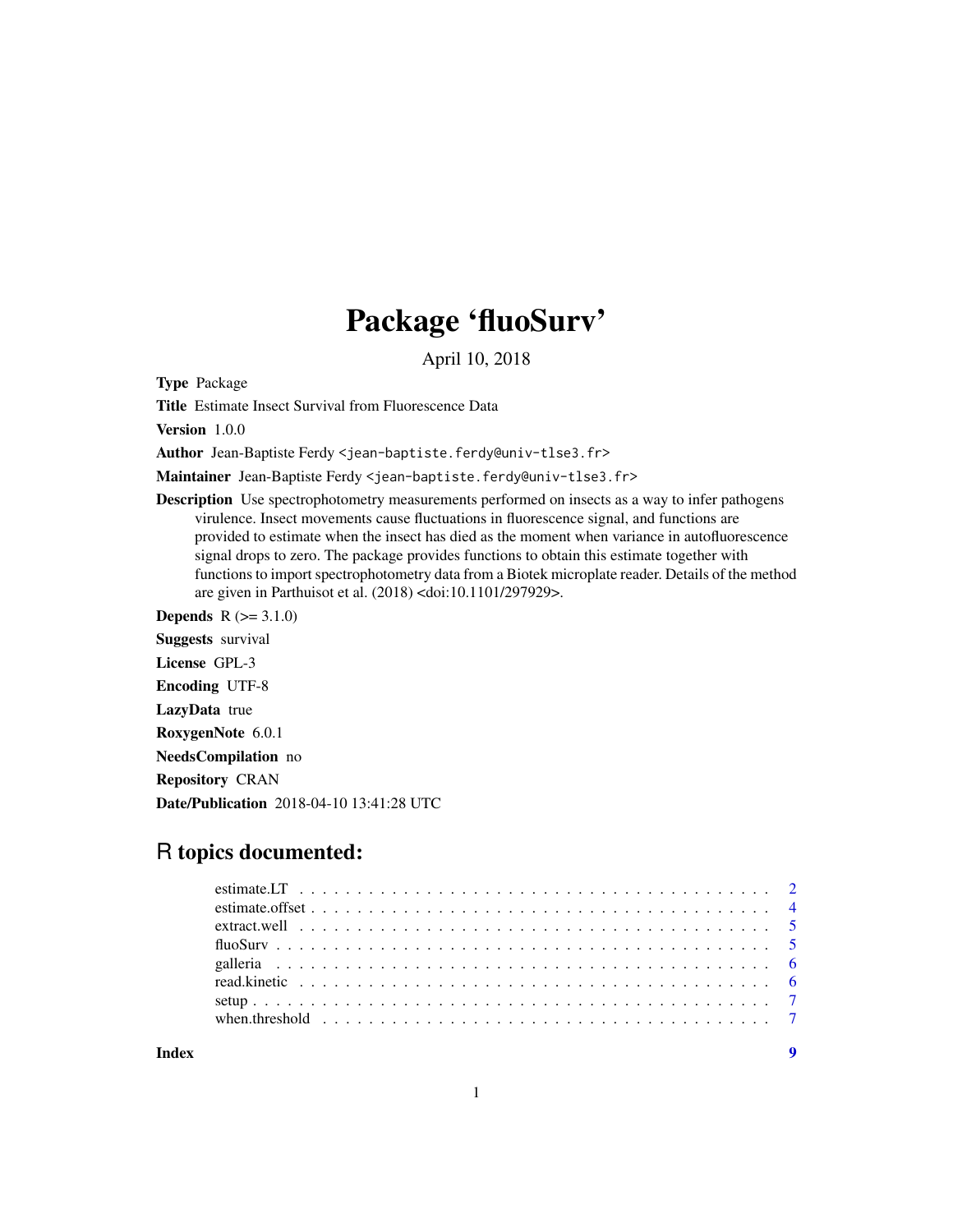# Package 'fluoSurv'

April 10, 2018

**Type** Package

**Title** Estimate Insect Survival from Fluorescence Data

**Version** 1.0.0

**Author** Jean-Baptiste Ferdy <jean-baptiste.ferdy@univ-tlse3.fr>

**Maintainer** Jean-Baptiste Ferdy <jean-baptiste.ferdy@univ-tlse3.fr>

**Description** Use spectrophotometry measurements performed on insects as a way to infer pathogens virulence. Insect movements cause fluctuations in fluorescence signal, and functions are provided to estimate when the insect has died as the moment when variance in autofluorescence signal drops to zero. The package provides functions to obtain this estimate together with functions to import spectrophotometry data from a Biotek microplate reader. Details of the method are given in Parthuisot et al. (2018) <doi:10.1101/297929>.

**Depends** R (>= 3.1.0)

**Suggests** survival

**License** GPL-3

**Encoding** UTF-8

**LazyData** true

**RoxygenNote** 6.0.1

**NeedsCompilation** no

**Repository** CRAN

**Date/Publication** 2018-04-10 13:41:28 UTC

## R topics documented:

- estimate.LT . . . . . . . . . . . . . . . . . . . . . . . . . . . . . . . . . . . . . . . 2
- estimate.offset . . . . . . . . . . . . . . . . . . . . . . . . . . . . . . . . . . . . . . 4
- extract.well . . . . . . . . . . . . . . . . . . . . . . . . . . . . . . . . . . . . . . . 5
- fluoSurv . . . . . . . . . . . . . . . . . . . . . . . . . . . . . . . . . . . . . . . . . 5
- galleria . . . . . . . . . . . . . . . . . . . . . . . . . . . . . . . . . . . . . . . . . 6
- read.kinetic . . . . . . . . . . . . . . . . . . . . . . . . . . . . . . . . . . . . . . . 6
- setup . . . . . . . . . . . . . . . . . . . . . . . . . . . . . . . . . . . . . . . . . . 7
- when.threshold . . . . . . . . . . . . . . . . . . . . . . . . . . . . . . . . . . . . . 7

**Index** 9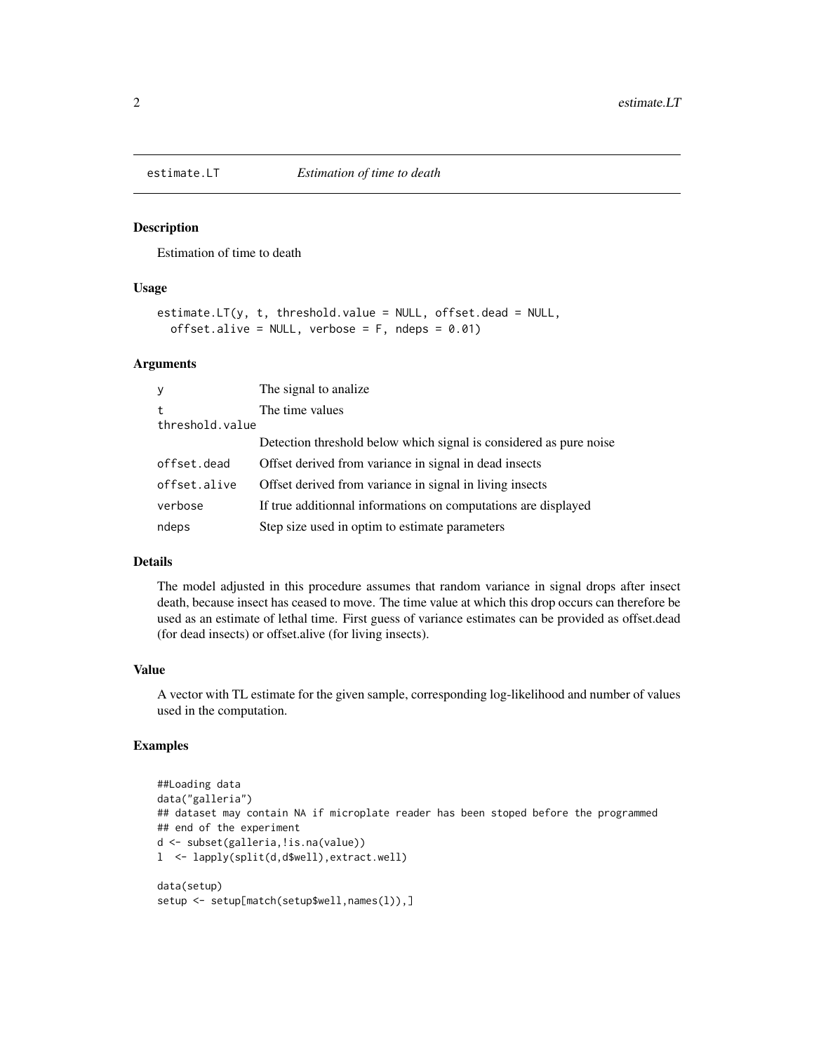## estimate.LT — *Estimation of time to death*

### Description

Estimation of time to death

### Usage

```
estimate.LT(y, t, threshold.value = NULL, offset.dead = NULL,
  offset.alive = NULL, verbose = F, ndeps = 0.01)
```

### Arguments

| | |
|---|---|
| `y` | The signal to analize |
| `t` | The time values |
| `threshold.value` | Detection threshold below which signal is considered as pure noise |
| `offset.dead` | Offset derived from variance in signal in dead insects |
| `offset.alive` | Offset derived from variance in signal in living insects |
| `verbose` | If true additionnal informations on computations are displayed |
| `ndeps` | Step size used in optim to estimate parameters |

### Details

The model adjusted in this procedure assumes that random variance in signal drops after insect death, because insect has ceased to move. The time value at which this drop occurs can therefore be used as an estimate of lethal time. First guess of variance estimates can be provided as offset.dead (for dead insects) or offset.alive (for living insects).

### Value

A vector with TL estimate for the given sample, corresponding log-likelihood and number of values used in the computation.

### Examples

```
##Loading data
data("galleria")
## dataset may contain NA if microplate reader has been stoped before the programmed
## end of the experiment
d <- subset(galleria,!is.na(value))
l  <- lapply(split(d,d$well),extract.well)

data(setup)
setup <- setup[match(setup$well,names(l)),]
```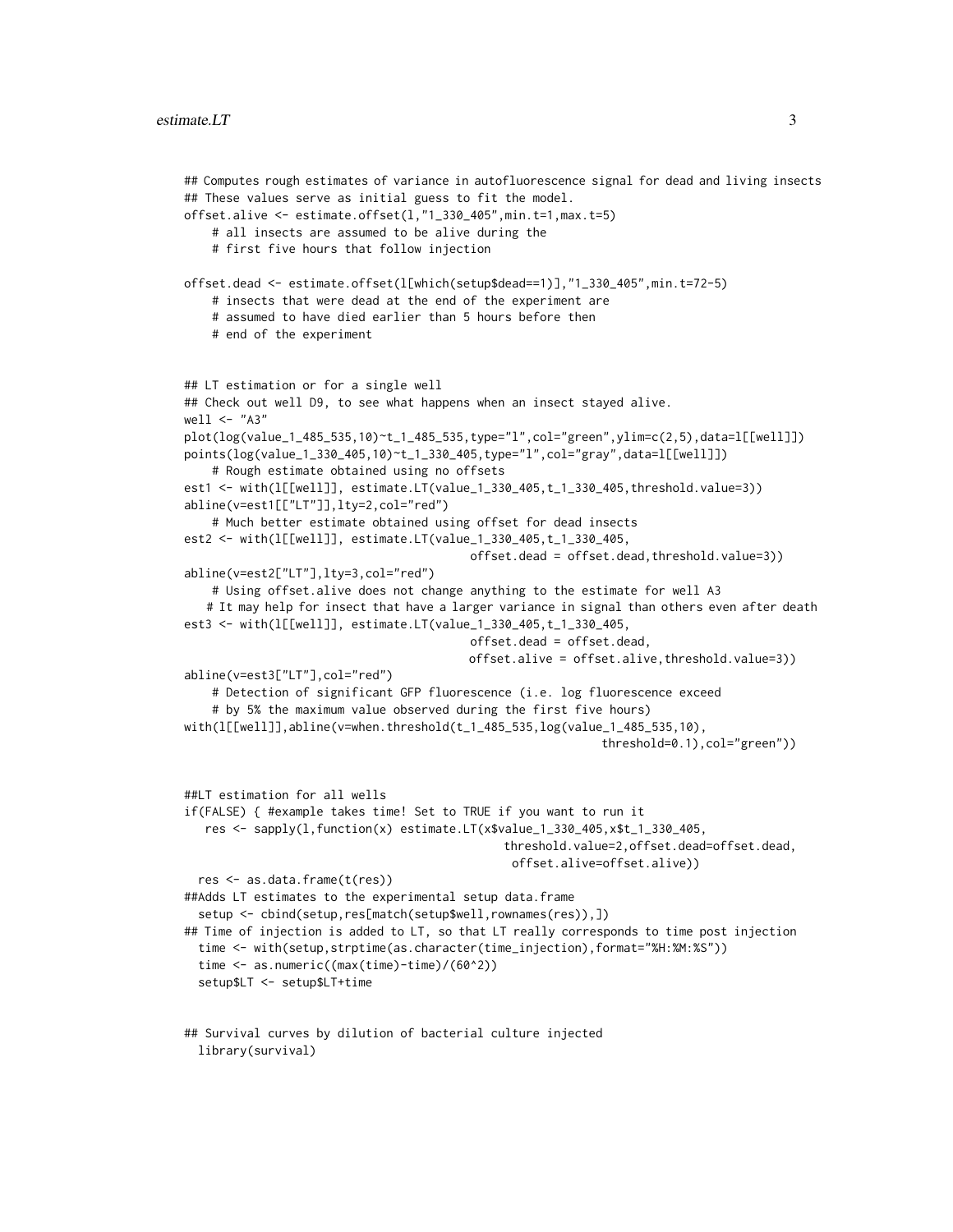```
## Computes rough estimates of variance in autofluorescence signal for dead and living insects
## These values serve as initial guess to fit the model.
offset.alive <- estimate.offset(l,"1_330_405",min.t=1,max.t=5)
    # all insects are assumed to be alive during the
    # first five hours that follow injection

offset.dead <- estimate.offset(l[which(setup$dead==1)],"1_330_405",min.t=72-5)
    # insects that were dead at the end of the experiment are
    # assumed to have died earlier than 5 hours before then
    # end of the experiment


## LT estimation or for a single well
## Check out well D9, to see what happens when an insect stayed alive.
well <- "A3"
plot(log(value_1_485_535,10)~t_1_485_535,type="l",col="green",ylim=c(2,5),data=l[[well]])
points(log(value_1_330_405,10)~t_1_330_405,type="l",col="gray",data=l[[well]])
    # Rough estimate obtained using no offsets
est1 <- with(l[[well]], estimate.LT(value_1_330_405,t_1_330_405,threshold.value=3))
abline(v=est1[["LT"]],lty=2,col="red")
    # Much better estimate obtained using offset for dead insects
est2 <- with(l[[well]], estimate.LT(value_1_330_405,t_1_330_405,
                                    offset.dead = offset.dead,threshold.value=3))
abline(v=est2["LT"],lty=3,col="red")
    # Using offset.alive does not change anything to the estimate for well A3
   # It may help for insect that have a larger variance in signal than others even after death
est3 <- with(l[[well]], estimate.LT(value_1_330_405,t_1_330_405,
                                    offset.dead = offset.dead,
                                    offset.alive = offset.alive,threshold.value=3))
abline(v=est3["LT"],col="red")
    # Detection of significant GFP fluorescence (i.e. log fluorescence exceed
    # by 5% the maximum value observed during the first five hours)
with(l[[well]],abline(v=when.threshold(t_1_485_535,log(value_1_485_535,10),
                                                        threshold=0.1),col="green"))


##LT estimation for all wells
if(FALSE) { #example takes time! Set to TRUE if you want to run it
   res <- sapply(l,function(x) estimate.LT(x$value_1_330_405,x$t_1_330_405,
                                           threshold.value=2,offset.dead=offset.dead,
                                            offset.alive=offset.alive))
  res <- as.data.frame(t(res))
##Adds LT estimates to the experimental setup data.frame
  setup <- cbind(setup,res[match(setup$well,rownames(res)),])
## Time of injection is added to LT, so that LT really corresponds to time post injection
  time <- with(setup,strptime(as.character(time_injection),format="%H:%M:%S"))
  time <- as.numeric((max(time)-time)/(60^2))
  setup$LT <- setup$LT+time


## Survival curves by dilution of bacterial culture injected
  library(survival)
```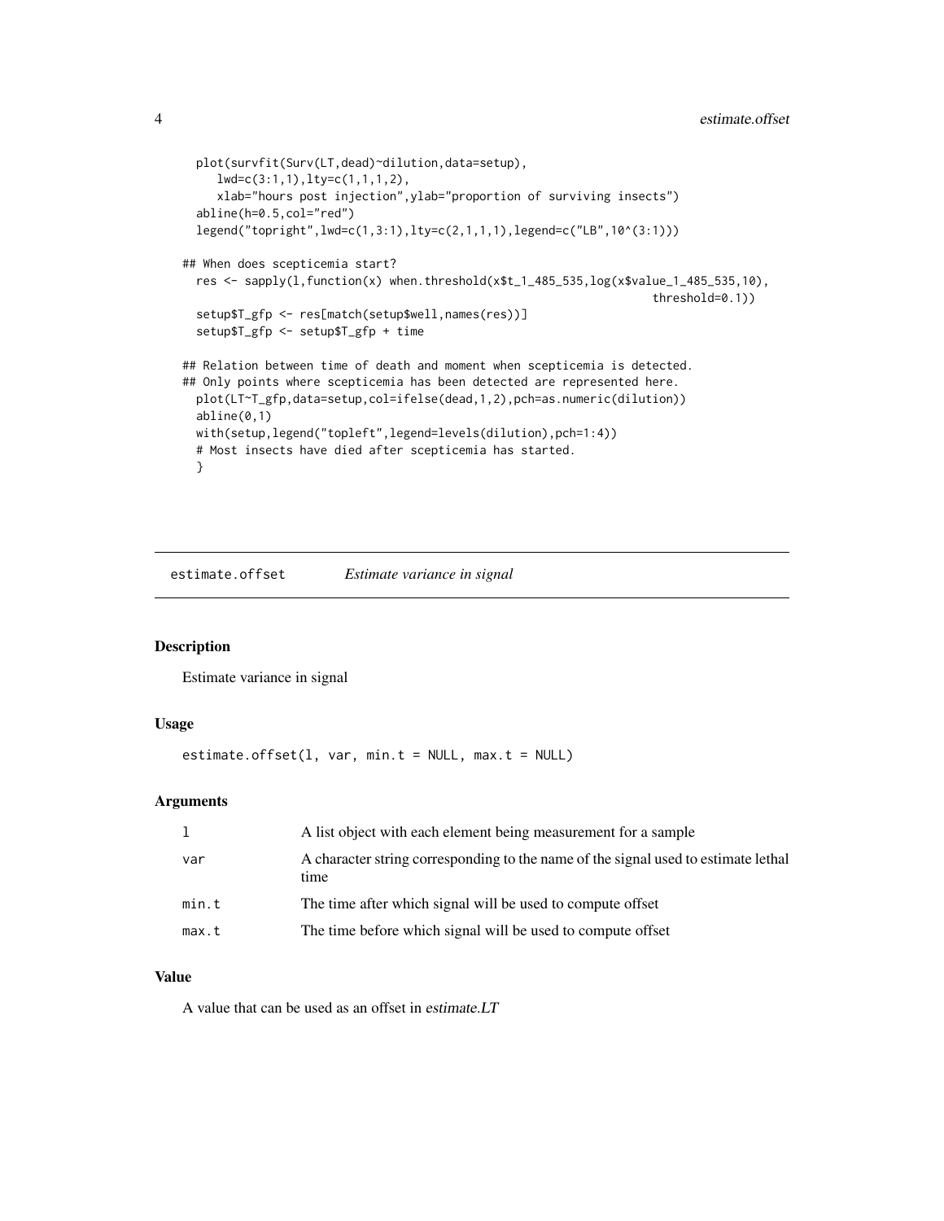```
  plot(survfit(Surv(LT,dead)~dilution,data=setup),
     lwd=c(3:1,1),lty=c(1,1,1,2),
     xlab="hours post injection",ylab="proportion of surviving insects")
  abline(h=0.5,col="red")
  legend("topright",lwd=c(1,3:1),lty=c(2,1,1,1),legend=c("LB",10^(3:1)))

## When does scepticemia start?
  res <- sapply(l,function(x) when.threshold(x$t_1_485_535,log(x$value_1_485_535,10),
                                                                    threshold=0.1))
  setup$T_gfp <- res[match(setup$well,names(res))]
  setup$T_gfp <- setup$T_gfp + time

## Relation between time of death and moment when scepticemia is detected.
## Only points where scepticemia has been detected are represented here.
  plot(LT~T_gfp,data=setup,col=ifelse(dead,1,2),pch=as.numeric(dilution))
  abline(0,1)
  with(setup,legend("topleft",legend=levels(dilution),pch=1:4))
  # Most insects have died after scepticemia has started.
  }
```

## estimate.offset *Estimate variance in signal*

### Description

Estimate variance in signal

### Usage

```
estimate.offset(l, var, min.t = NULL, max.t = NULL)
```

### Arguments

| | |
|---|---|
| l | A list object with each element being measurement for a sample |
| var | A character string corresponding to the name of the signal used to estimate lethal time |
| min.t | The time after which signal will be used to compute offset |
| max.t | The time before which signal will be used to compute offset |

### Value

A value that can be used as an offset in *estimate.LT*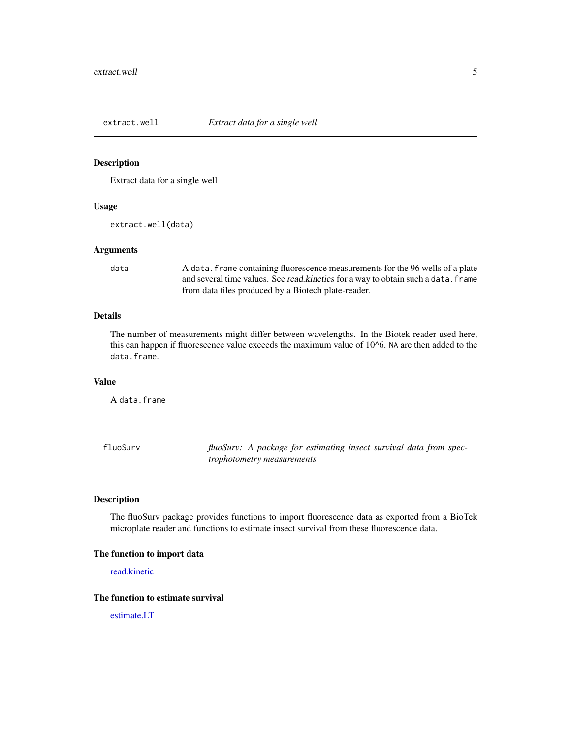## extract.well — *Extract data for a single well*

### Description

Extract data for a single well

### Usage

```
extract.well(data)
```

### Arguments

| | |
|---|---|
| data | A `data.frame` containing fluorescence measurements for the 96 wells of a plate and several time values. See *read.kinetics* for a way to obtain such a `data.frame` from data files produced by a Biotech plate-reader. |

### Details

The number of measurements might differ between wavelengths. In the Biotek reader used here, this can happen if fluorescence value exceeds the maximum value of 10^6. `NA` are then added to the `data.frame`.

### Value

A `data.frame`

## fluoSurv — *fluoSurv: A package for estimating insect survival data from spectrophotometry measurements*

### Description

The fluoSurv package provides functions to import fluorescence data as exported from a BioTek microplate reader and functions to estimate insect survival from these fluorescence data.

### The function to import data

read.kinetic

### The function to estimate survival

estimate.LT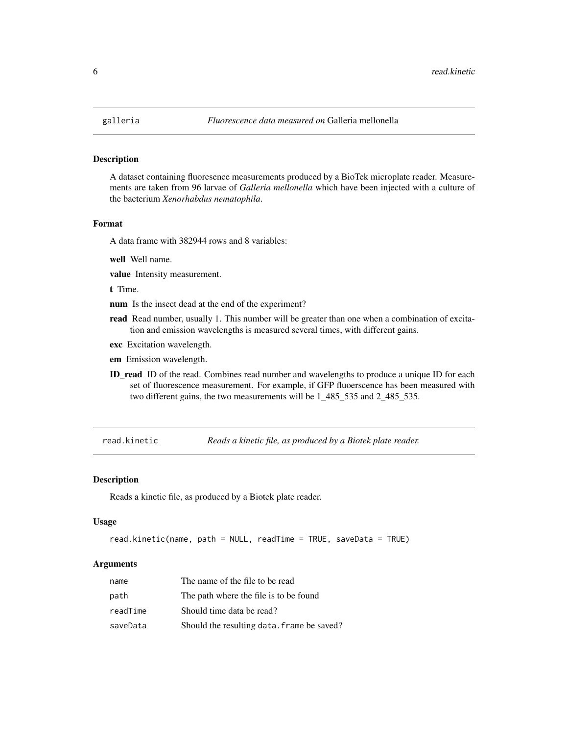## galleria — *Fluorescence data measured on* Galleria mellonella

### Description

A dataset containing fluoresence measurements produced by a BioTek microplate reader. Measurements are taken from 96 larvae of *Galleria mellonella* which have been injected with a culture of the bacterium *Xenorhabdus nematophila*.

### Format

A data frame with 382944 rows and 8 variables:

**well** Well name.

**value** Intensity measurement.

**t** Time.

**num** Is the insect dead at the end of the experiment?

**read** Read number, usually 1. This number will be greater than one when a combination of excitation and emission wavelengths is measured several times, with different gains.

**exc** Excitation wavelength.

**em** Emission wavelength.

**ID_read** ID of the read. Combines read number and wavelengths to produce a unique ID for each set of fluorescence measurement. For example, if GFP fluoerscence has been measured with two different gains, the two measurements will be 1_485_535 and 2_485_535.

## read.kinetic — *Reads a kinetic file, as produced by a Biotek plate reader.*

### Description

Reads a kinetic file, as produced by a Biotek plate reader.

### Usage

```
read.kinetic(name, path = NULL, readTime = TRUE, saveData = TRUE)
```

### Arguments

| | |
|---|---|
| name | The name of the file to be read |
| path | The path where the file is to be found |
| readTime | Should time data be read? |
| saveData | Should the resulting `data.frame` be saved? |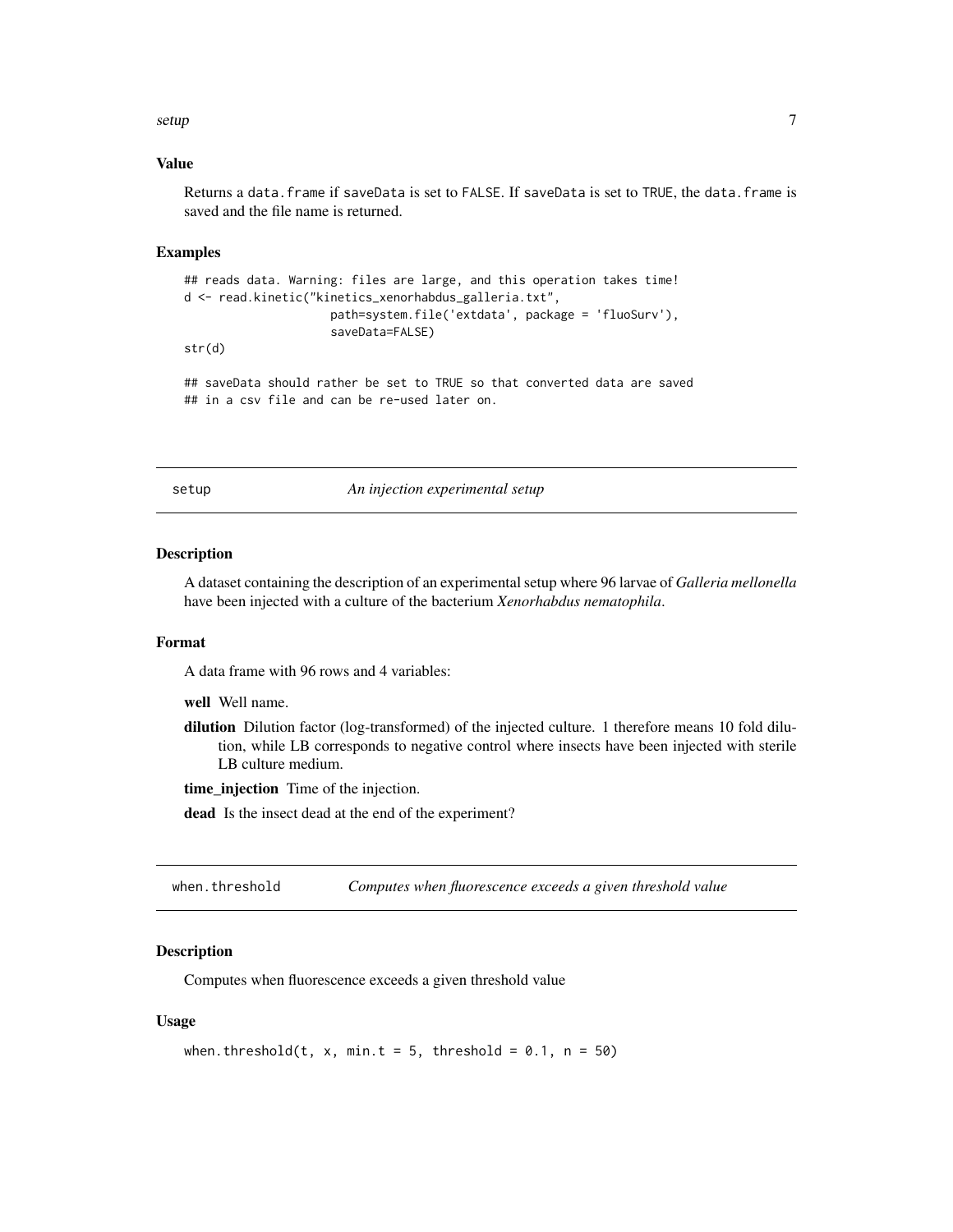## Value

Returns a data.frame if saveData is set to FALSE. If saveData is set to TRUE, the data.frame is saved and the file name is returned.

## Examples

```
## reads data. Warning: files are large, and this operation takes time!
d <- read.kinetic("kinetics_xenorhabdus_galleria.txt",
                  path=system.file('extdata', package = 'fluoSurv'),
                  saveData=FALSE)
str(d)

## saveData should rather be set to TRUE so that converted data are saved
## in a csv file and can be re-used later on.
```

---

# setup — *An injection experimental setup*

## Description

A dataset containing the description of an experimental setup where 96 larvae of *Galleria mellonella* have been injected with a culture of the bacterium *Xenorhabdus nematophila*.

## Format

A data frame with 96 rows and 4 variables:

**well** Well name.

**dilution** Dilution factor (log-transformed) of the injected culture. 1 therefore means 10 fold dilution, while LB corresponds to negative control where insects have been injected with sterile LB culture medium.

**time_injection** Time of the injection.

**dead** Is the insect dead at the end of the experiment?

---

# when.threshold — *Computes when fluorescence exceeds a given threshold value*

## Description

Computes when fluorescence exceeds a given threshold value

## Usage

```
when.threshold(t, x, min.t = 5, threshold = 0.1, n = 50)
```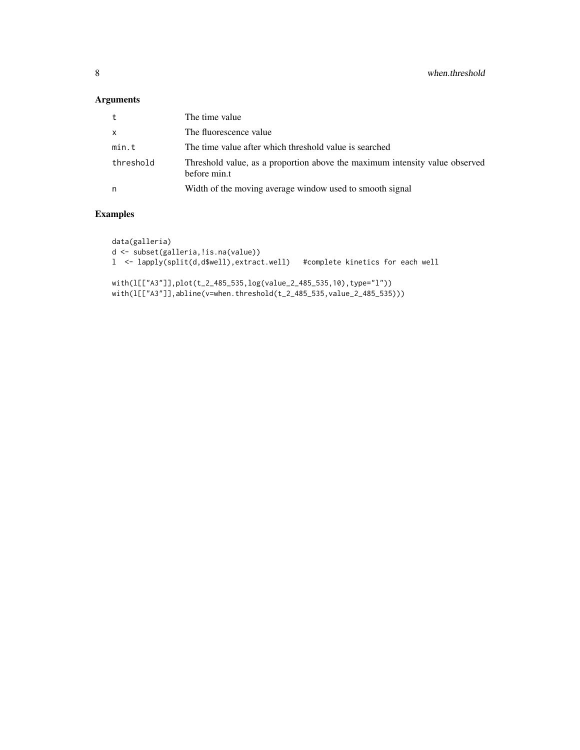## Arguments

| | |
|---|---|
| t | The time value |
| x | The fluorescence value |
| min.t | The time value after which threshold value is searched |
| threshold | Threshold value, as a proportion above the maximum intensity value observed before min.t |
| n | Width of the moving average window used to smooth signal |

## Examples

```
data(galleria)
d <- subset(galleria,!is.na(value))
l  <- lapply(split(d,d$well),extract.well)   #complete kinetics for each well

with(l[["A3"]],plot(t_2_485_535,log(value_2_485_535,10),type="l"))
with(l[["A3"]],abline(v=when.threshold(t_2_485_535,value_2_485_535)))
```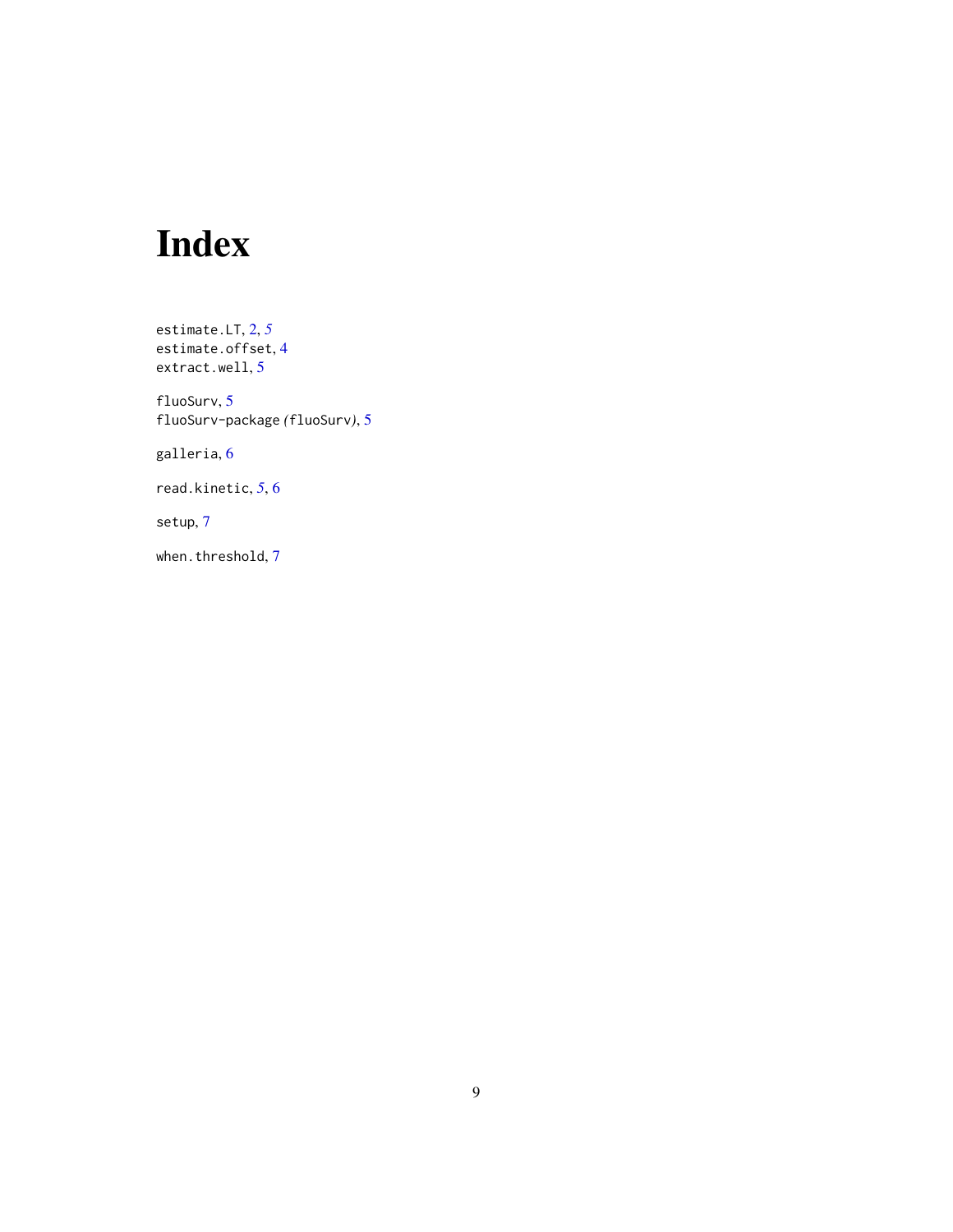# Index

estimate.LT, 2, *5*
estimate.offset, 4
extract.well, 5

fluoSurv, 5
fluoSurv-package *(*fluoSurv*)*, 5

galleria, 6

read.kinetic, *5*, 6

setup, 7

when.threshold, 7